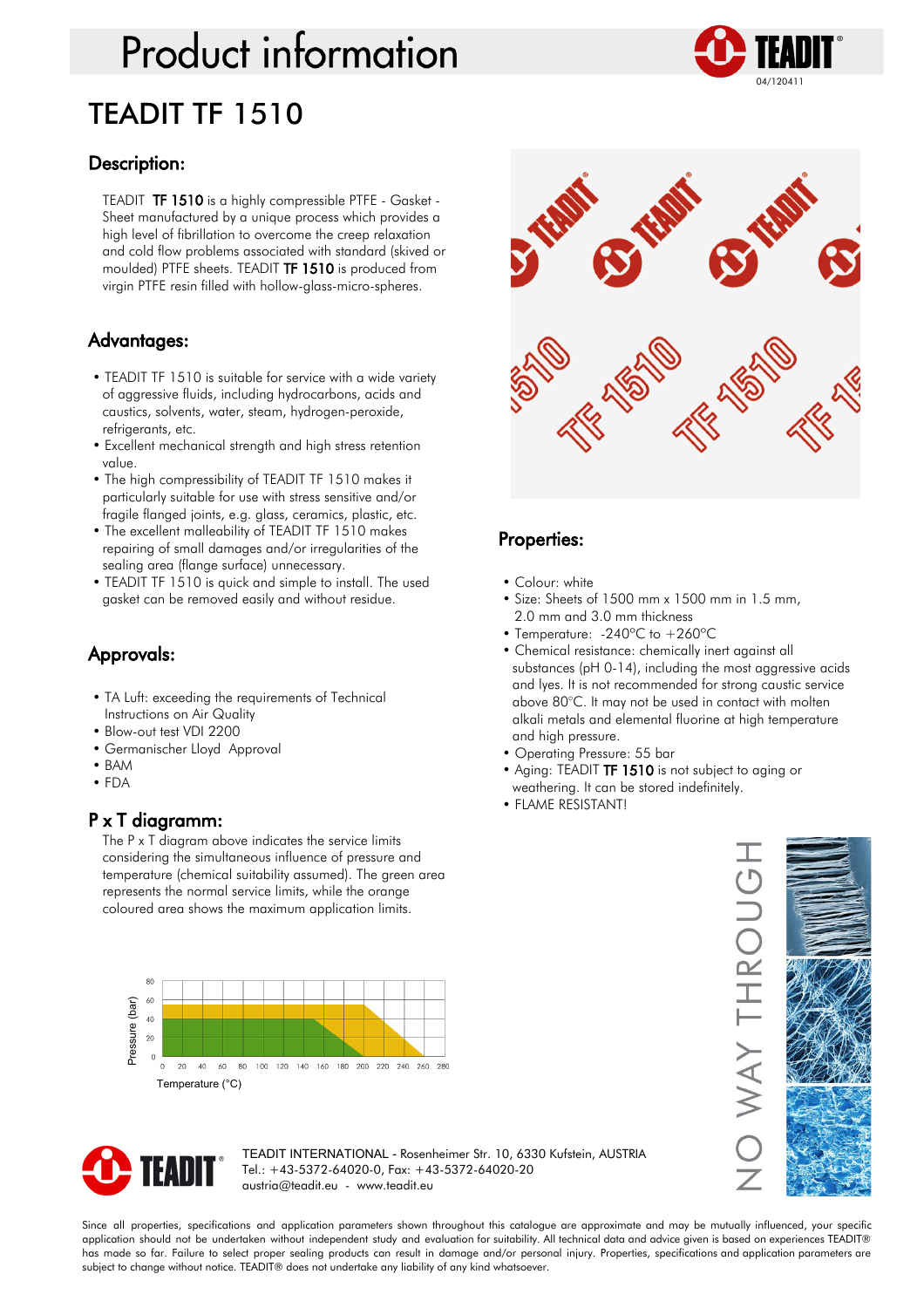# Product information

04/120411

# TEADIT TF 1510

## Description:

TEADIT **TF 1510** is a highly compressible PTFE - Gasket - Sheet manufactured by a unique process which provides a high level of fibrillation to overcome the creep relaxation and cold flow problems associated with standard (skived or moulded) PTFE sheets. TEADIT **TF 1510** is produced from virgin PTFE resin filled with hollow-glass-micro-spheres.

## Advantages:

- TEADIT TF 1510 is suitable for service with a wide variety of aggressive fluids, including hydrocarbons, acids and caustics, solvents, water, steam, hydrogen-peroxide, refrigerants, etc.
- Excellent mechanical strength and high stress retention value.
- The high compressibility of TEADIT TF 1510 makes it particularly suitable for use with stress sensitive and/or fragile flanged joints, e.g. glass, ceramics, plastic, etc.
- The excellent malleability of TEADIT TF 1510 makes repairing of small damages and/or irregularities of the sealing area (flange surface) unnecessary.
- TEADIT TF 1510 is quick and simple to install. The used gasket can be removed easily and without residue.

## Approvals:

- TA Luft: exceeding the requirements of Technical Instructions on Air Quality
- Blow-out test VDI 2200
- Germanischer Lloyd Approval
- BAM
- FDA

## P x T diagramm:

The P x T diagram above indicates the service limits considering the simultaneous influence of pressure and temperature (chemical suitability assumed). The green area represents the normal service limits, while the orange coloured area shows the maximum application limits.

Pressure (bar) / Temperature (°C)

## Properties:

- Colour: white
- Size: Sheets of 1500 mm x 1500 mm in 1.5 mm, 2.0 mm and 3.0 mm thickness
- Temperature: -240°C to +260°C
- Chemical resistance: chemically inert against all substances (pH 0-14), including the most aggressive acids and lyes. It is not recommended for strong caustic service above 80°C. It may not be used in contact with molten alkali metals and elemental fluorine at high temperature and high pressure.
- Operating Pressure: 55 bar
- Aging: TEADIT **TF 1510** is not subject to aging or weathering. It can be stored indefinitely.
- FLAME RESISTANT!

NO WAY THROUGH

TEADIT INTERNATIONAL - Rosenheimer Str. 10, 6330 Kufstein, AUSTRIA
Tel.: +43-5372-64020-0, Fax: +43-5372-64020-20
austria@teadit.eu - www.teadit.eu

Since all properties, specifications and application parameters shown throughout this catalogue are approximate and may be mutually influenced, your specific application should not be undertaken without independent study and evaluation for suitability. All technical data and advice given is based on experiences TEADIT® has made so far. Failure to select proper sealing products can result in damage and/or personal injury. Properties, specifications and application parameters are subject to change without notice. TEADIT® does not undertake any liability of any kind whatsoever.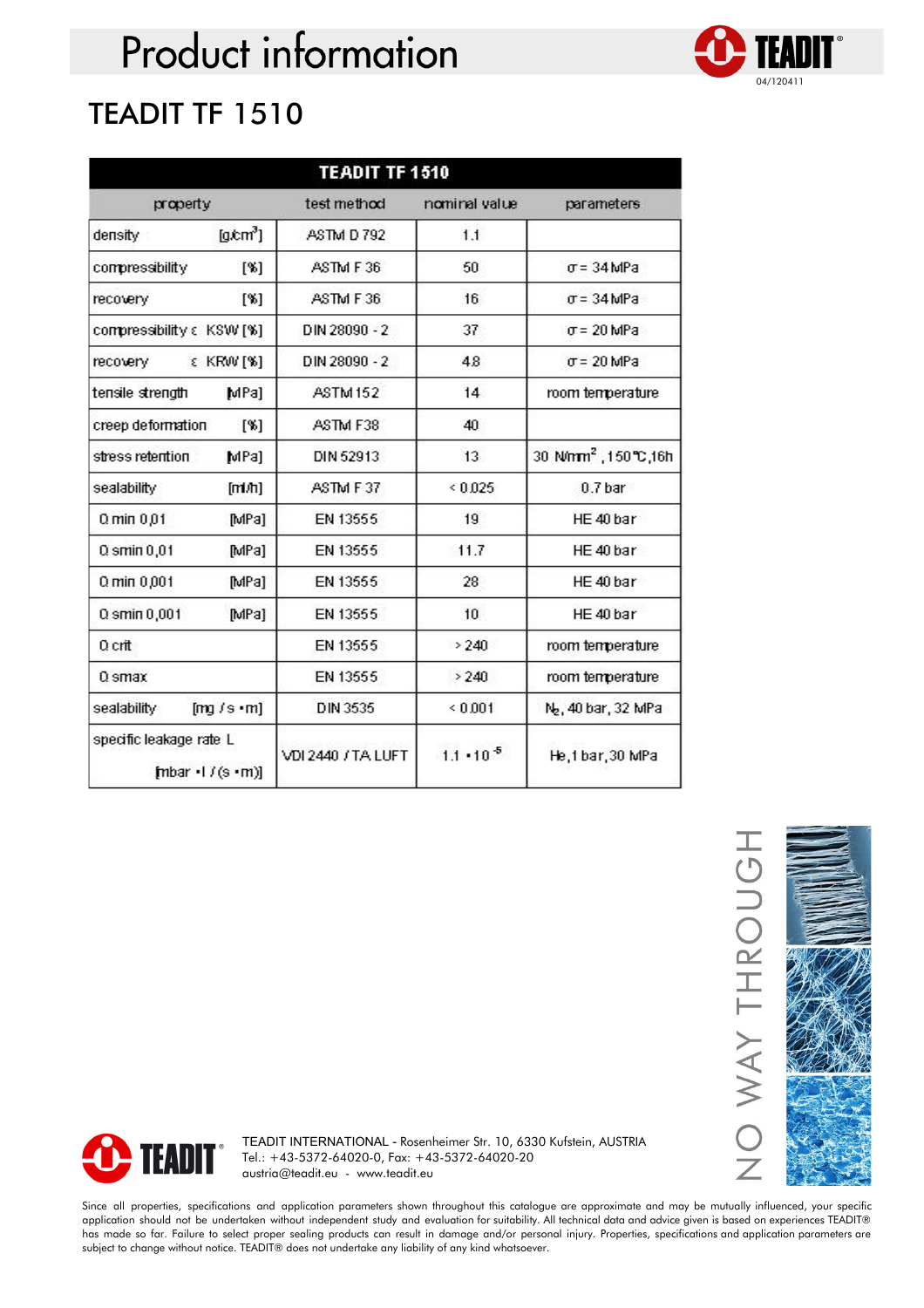# Product information

## TEADIT TF 1510

| TEADIT TF 1510 | | | |
|---|---|---|---|
| property | test method | nominal value | parameters |
| density [g/cm³] | ASTM D 792 | 1.1 | |
| compressibility [%] | ASTM F 36 | 50 | σ = 34 MPa |
| recovery [%] | ASTM F 36 | 16 | σ = 34 MPa |
| compressibility ε KSW [%] | DIN 28090 - 2 | 37 | σ = 20 MPa |
| recovery ε KRW [%] | DIN 28090 - 2 | 4.8 | σ = 20 MPa |
| tensile strength [MPa] | ASTM 152 | 14 | room temperature |
| creep deformation [%] | ASTM F38 | 40 | |
| stress retention [MPa] | DIN 52913 | 13 | 30 N/mm², 150°C, 16h |
| sealability [ml/h] | ASTM F 37 | < 0.025 | 0.7 bar |
| Q min 0,01 [MPa] | EN 13555 | 19 | HE 40 bar |
| Q smin 0,01 [MPa] | EN 13555 | 11.7 | HE 40 bar |
| Q min 0,001 [MPa] | EN 13555 | 28 | HE 40 bar |
| Q smin 0,001 [MPa] | EN 13555 | 10 | HE 40 bar |
| Q crit | EN 13555 | > 240 | room temperature |
| Q smax | EN 13555 | > 240 | room temperature |
| sealability [mg / s • m] | DIN 3535 | < 0.001 | $N_2$, 40 bar, 32 MPa |
| specific leakage rate L [mbar • l / (s • m)] | VDI 2440 / TA LUFT | $1.1 \cdot 10^{-5}$ | He, 1 bar, 30 MPa |

NO WAY THROUGH

TEADIT INTERNATIONAL - Rosenheimer Str. 10, 6330 Kufstein, AUSTRIA
Tel.: +43-5372-64020-0, Fax: +43-5372-64020-20
austria@teadit.eu - www.teadit.eu

Since all properties, specifications and application parameters shown throughout this catalogue are approximate and may be mutually influenced, your specific application should not be undertaken without independent study and evaluation for suitability. All technical data and advice given is based on experiences TEADIT® has made so far. Failure to select proper sealing products can result in damage and/or personal injury. Properties, specifications and application parameters are subject to change without notice. TEADIT® does not undertake any liability of any kind whatsoever.